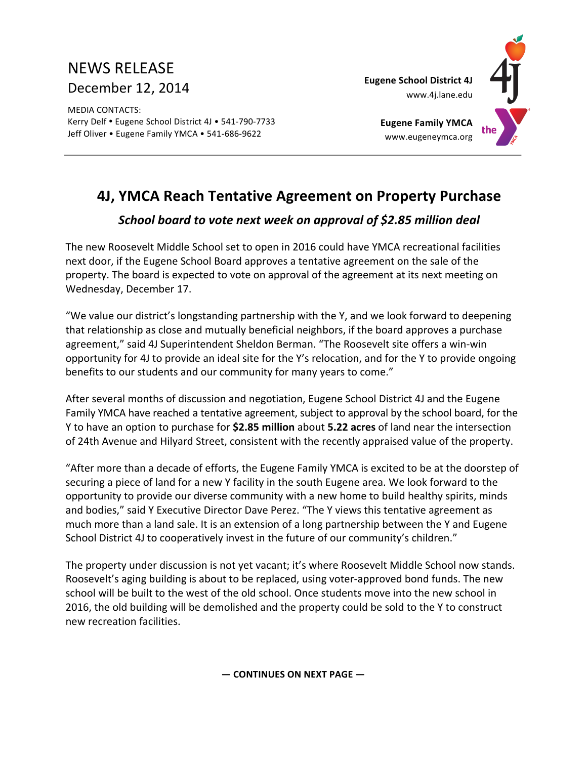NEWS RELEASE
December 12, 2014

MEDIA CONTACTS:
Kerry Delf • Eugene School District 4J • 541-790-7733
Jeff Oliver • Eugene Family YMCA • 541-686-9622

**Eugene School District 4J**
www.4j.lane.edu

**Eugene Family YMCA**
www.eugeneymca.org

---

# 4J, YMCA Reach Tentative Agreement on Property Purchase

***School board to vote next week on approval of $2.85 million deal***

The new Roosevelt Middle School set to open in 2016 could have YMCA recreational facilities next door, if the Eugene School Board approves a tentative agreement on the sale of the property. The board is expected to vote on approval of the agreement at its next meeting on Wednesday, December 17.

"We value our district's longstanding partnership with the Y, and we look forward to deepening that relationship as close and mutually beneficial neighbors, if the board approves a purchase agreement," said 4J Superintendent Sheldon Berman. "The Roosevelt site offers a win-win opportunity for 4J to provide an ideal site for the Y's relocation, and for the Y to provide ongoing benefits to our students and our community for many years to come."

After several months of discussion and negotiation, Eugene School District 4J and the Eugene Family YMCA have reached a tentative agreement, subject to approval by the school board, for the Y to have an option to purchase for **$2.85 million** about **5.22 acres** of land near the intersection of 24th Avenue and Hilyard Street, consistent with the recently appraised value of the property.

"After more than a decade of efforts, the Eugene Family YMCA is excited to be at the doorstep of securing a piece of land for a new Y facility in the south Eugene area. We look forward to the opportunity to provide our diverse community with a new home to build healthy spirits, minds and bodies," said Y Executive Director Dave Perez. "The Y views this tentative agreement as much more than a land sale. It is an extension of a long partnership between the Y and Eugene School District 4J to cooperatively invest in the future of our community's children."

The property under discussion is not yet vacant; it's where Roosevelt Middle School now stands. Roosevelt's aging building is about to be replaced, using voter-approved bond funds. The new school will be built to the west of the old school. Once students move into the new school in 2016, the old building will be demolished and the property could be sold to the Y to construct new recreation facilities.

**— CONTINUES ON NEXT PAGE —**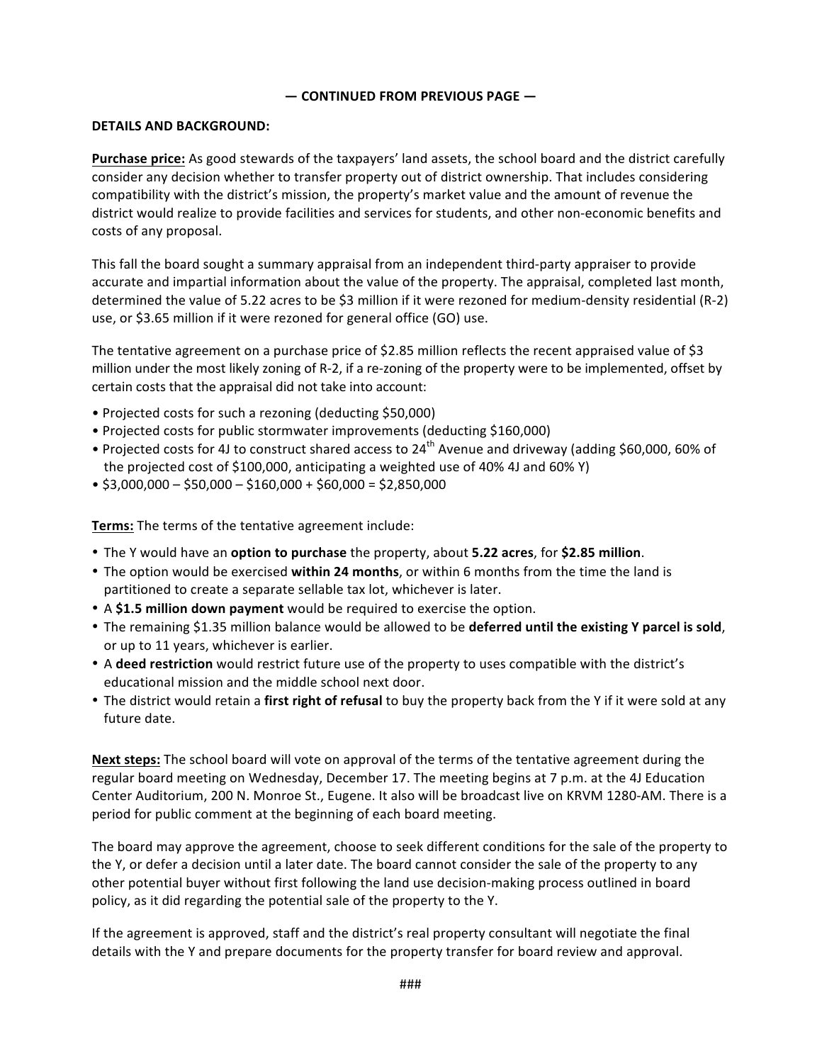**— CONTINUED FROM PREVIOUS PAGE —**

**DETAILS AND BACKGROUND:**

**Purchase price:** As good stewards of the taxpayers' land assets, the school board and the district carefully consider any decision whether to transfer property out of district ownership. That includes considering compatibility with the district's mission, the property's market value and the amount of revenue the district would realize to provide facilities and services for students, and other non-economic benefits and costs of any proposal.

This fall the board sought a summary appraisal from an independent third-party appraiser to provide accurate and impartial information about the value of the property. The appraisal, completed last month, determined the value of 5.22 acres to be $3 million if it were rezoned for medium-density residential (R-2) use, or $3.65 million if it were rezoned for general office (GO) use.

The tentative agreement on a purchase price of $2.85 million reflects the recent appraised value of $3 million under the most likely zoning of R-2, if a re-zoning of the property were to be implemented, offset by certain costs that the appraisal did not take into account:

- Projected costs for such a rezoning (deducting $50,000)
- Projected costs for public stormwater improvements (deducting $160,000)
- Projected costs for 4J to construct shared access to 24th Avenue and driveway (adding $60,000, 60% of the projected cost of $100,000, anticipating a weighted use of 40% 4J and 60% Y)
- $3,000,000 – $50,000 – $160,000 + $60,000 = $2,850,000

**Terms:** The terms of the tentative agreement include:

- The Y would have an **option to purchase** the property, about **5.22 acres**, for **$2.85 million**.
- The option would be exercised **within 24 months**, or within 6 months from the time the land is partitioned to create a separate sellable tax lot, whichever is later.
- A **$1.5 million down payment** would be required to exercise the option.
- The remaining $1.35 million balance would be allowed to be **deferred until the existing Y parcel is sold**, or up to 11 years, whichever is earlier.
- A **deed restriction** would restrict future use of the property to uses compatible with the district's educational mission and the middle school next door.
- The district would retain a **first right of refusal** to buy the property back from the Y if it were sold at any future date.

**Next steps:** The school board will vote on approval of the terms of the tentative agreement during the regular board meeting on Wednesday, December 17. The meeting begins at 7 p.m. at the 4J Education Center Auditorium, 200 N. Monroe St., Eugene. It also will be broadcast live on KRVM 1280-AM. There is a period for public comment at the beginning of each board meeting.

The board may approve the agreement, choose to seek different conditions for the sale of the property to the Y, or defer a decision until a later date. The board cannot consider the sale of the property to any other potential buyer without first following the land use decision-making process outlined in board policy, as it did regarding the potential sale of the property to the Y.

If the agreement is approved, staff and the district's real property consultant will negotiate the final details with the Y and prepare documents for the property transfer for board review and approval.

###